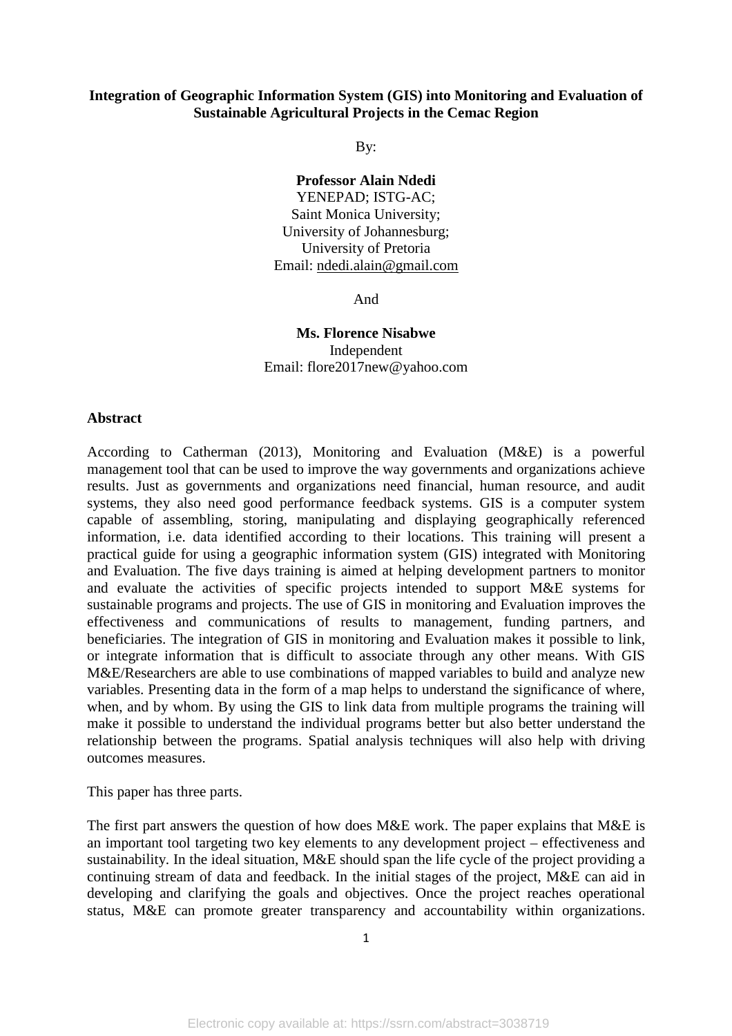# Integration of Geographic Information System (GIS) into Monitoring and Evaluation of Sustainable Agricultural Projects in the Cemac Region

By:

**Professor Alain Ndedi**
YENEPAD; ISTG-AC;
Saint Monica University;
University of Johannesburg;
University of Pretoria
Email: ndedi.alain@gmail.com

And

**Ms. Florence Nisabwe**
Independent
Email: flore2017new@yahoo.com

## Abstract

According to Catherman (2013), Monitoring and Evaluation (M&E) is a powerful management tool that can be used to improve the way governments and organizations achieve results. Just as governments and organizations need financial, human resource, and audit systems, they also need good performance feedback systems. GIS is a computer system capable of assembling, storing, manipulating and displaying geographically referenced information, i.e. data identified according to their locations. This training will present a practical guide for using a geographic information system (GIS) integrated with Monitoring and Evaluation. The five days training is aimed at helping development partners to monitor and evaluate the activities of specific projects intended to support M&E systems for sustainable programs and projects. The use of GIS in monitoring and Evaluation improves the effectiveness and communications of results to management, funding partners, and beneficiaries. The integration of GIS in monitoring and Evaluation makes it possible to link, or integrate information that is difficult to associate through any other means. With GIS M&E/Researchers are able to use combinations of mapped variables to build and analyze new variables. Presenting data in the form of a map helps to understand the significance of where, when, and by whom. By using the GIS to link data from multiple programs the training will make it possible to understand the individual programs better but also better understand the relationship between the programs. Spatial analysis techniques will also help with driving outcomes measures.

This paper has three parts.

The first part answers the question of how does M&E work. The paper explains that M&E is an important tool targeting two key elements to any development project – effectiveness and sustainability. In the ideal situation, M&E should span the life cycle of the project providing a continuing stream of data and feedback. In the initial stages of the project, M&E can aid in developing and clarifying the goals and objectives. Once the project reaches operational status, M&E can promote greater transparency and accountability within organizations.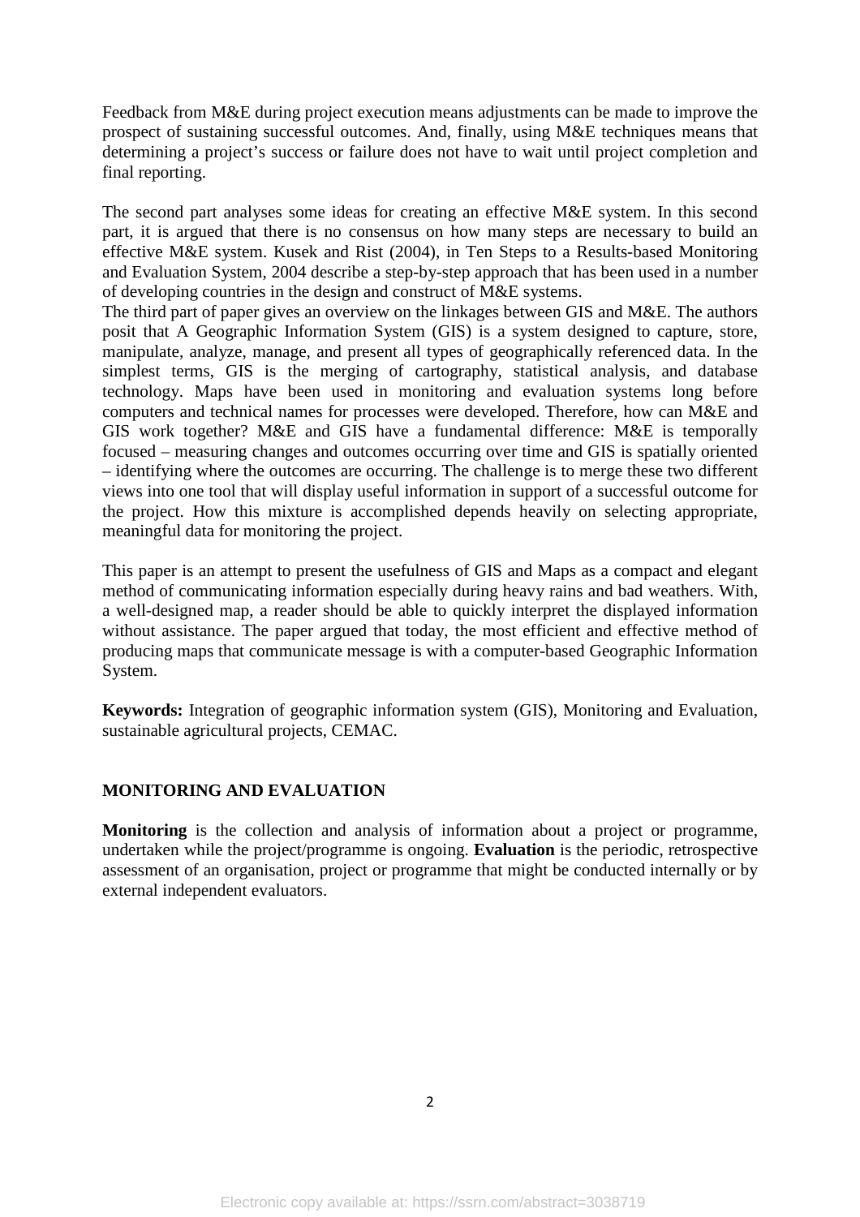Feedback from M&E during project execution means adjustments can be made to improve the prospect of sustaining successful outcomes. And, finally, using M&E techniques means that determining a project's success or failure does not have to wait until project completion and final reporting.

The second part analyses some ideas for creating an effective M&E system. In this second part, it is argued that there is no consensus on how many steps are necessary to build an effective M&E system. Kusek and Rist (2004), in Ten Steps to a Results-based Monitoring and Evaluation System, 2004 describe a step-by-step approach that has been used in a number of developing countries in the design and construct of M&E systems.

The third part of paper gives an overview on the linkages between GIS and M&E. The authors posit that A Geographic Information System (GIS) is a system designed to capture, store, manipulate, analyze, manage, and present all types of geographically referenced data. In the simplest terms, GIS is the merging of cartography, statistical analysis, and database technology. Maps have been used in monitoring and evaluation systems long before computers and technical names for processes were developed. Therefore, how can M&E and GIS work together? M&E and GIS have a fundamental difference: M&E is temporally focused – measuring changes and outcomes occurring over time and GIS is spatially oriented – identifying where the outcomes are occurring. The challenge is to merge these two different views into one tool that will display useful information in support of a successful outcome for the project. How this mixture is accomplished depends heavily on selecting appropriate, meaningful data for monitoring the project.

This paper is an attempt to present the usefulness of GIS and Maps as a compact and elegant method of communicating information especially during heavy rains and bad weathers. With, a well-designed map, a reader should be able to quickly interpret the displayed information without assistance. The paper argued that today, the most efficient and effective method of producing maps that communicate message is with a computer-based Geographic Information System.

**Keywords:** Integration of geographic information system (GIS), Monitoring and Evaluation, sustainable agricultural projects, CEMAC.

## MONITORING AND EVALUATION

**Monitoring** is the collection and analysis of information about a project or programme, undertaken while the project/programme is ongoing. **Evaluation** is the periodic, retrospective assessment of an organisation, project or programme that might be conducted internally or by external independent evaluators.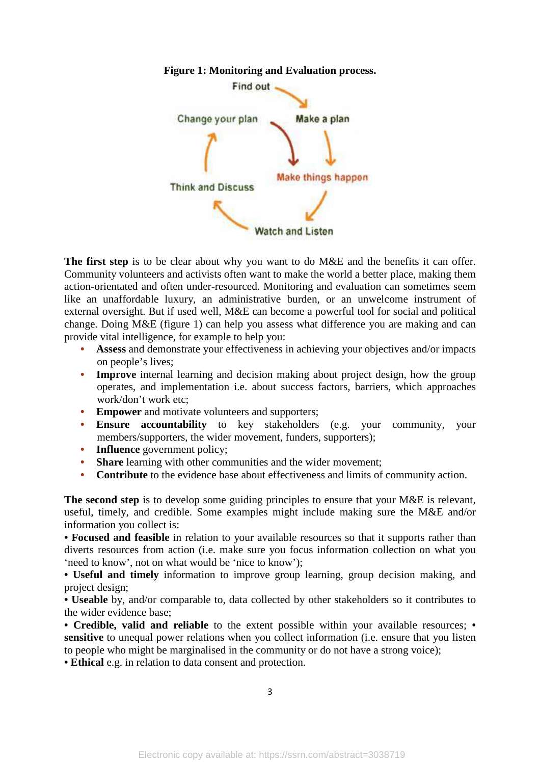**Figure 1: Monitoring and Evaluation process.**

**The first step** is to be clear about why you want to do M&E and the benefits it can offer. Community volunteers and activists often want to make the world a better place, making them action-orientated and often under-resourced. Monitoring and evaluation can sometimes seem like an unaffordable luxury, an administrative burden, or an unwelcome instrument of external oversight. But if used well, M&E can become a powerful tool for social and political change. Doing M&E (figure 1) can help you assess what difference you are making and can provide vital intelligence, for example to help you:

- **Assess** and demonstrate your effectiveness in achieving your objectives and/or impacts on people's lives;
- **Improve** internal learning and decision making about project design, how the group operates, and implementation i.e. about success factors, barriers, which approaches work/don't work etc;
- **Empower** and motivate volunteers and supporters;
- **Ensure accountability** to key stakeholders (e.g. your community, your members/supporters, the wider movement, funders, supporters);
- **Influence** government policy;
- **Share** learning with other communities and the wider movement;
- **Contribute** to the evidence base about effectiveness and limits of community action.

**The second step** is to develop some guiding principles to ensure that your M&E is relevant, useful, timely, and credible. Some examples might include making sure the M&E and/or information you collect is:

- **Focused and feasible** in relation to your available resources so that it supports rather than diverts resources from action (i.e. make sure you focus information collection on what you 'need to know', not on what would be 'nice to know');
- **Useful and timely** information to improve group learning, group decision making, and project design;
- **Useable** by, and/or comparable to, data collected by other stakeholders so it contributes to the wider evidence base;
- **Credible, valid and reliable** to the extent possible within your available resources;
- **sensitive** to unequal power relations when you collect information (i.e. ensure that you listen to people who might be marginalised in the community or do not have a strong voice);
- **Ethical** e.g. in relation to data consent and protection.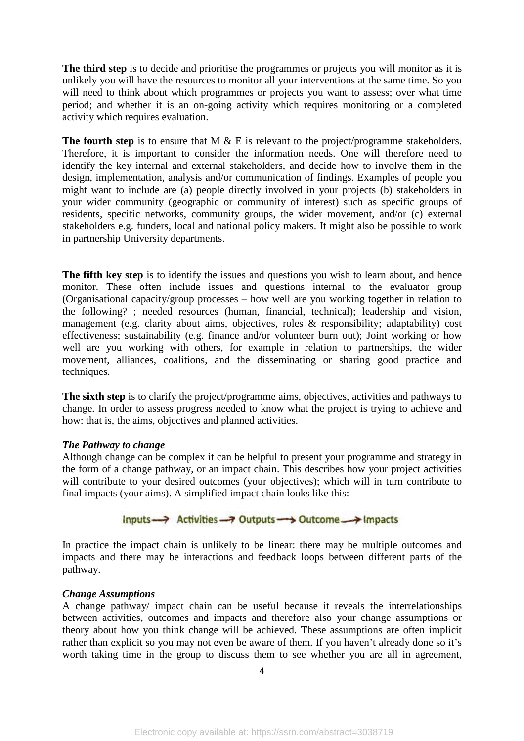**The third step** is to decide and prioritise the programmes or projects you will monitor as it is unlikely you will have the resources to monitor all your interventions at the same time. So you will need to think about which programmes or projects you want to assess; over what time period; and whether it is an on-going activity which requires monitoring or a completed activity which requires evaluation.

**The fourth step** is to ensure that M & E is relevant to the project/programme stakeholders. Therefore, it is important to consider the information needs. One will therefore need to identify the key internal and external stakeholders, and decide how to involve them in the design, implementation, analysis and/or communication of findings. Examples of people you might want to include are (a) people directly involved in your projects (b) stakeholders in your wider community (geographic or community of interest) such as specific groups of residents, specific networks, community groups, the wider movement, and/or (c) external stakeholders e.g. funders, local and national policy makers. It might also be possible to work in partnership University departments.

**The fifth key step** is to identify the issues and questions you wish to learn about, and hence monitor. These often include issues and questions internal to the evaluator group (Organisational capacity/group processes – how well are you working together in relation to the following? ; needed resources (human, financial, technical); leadership and vision, management (e.g. clarity about aims, objectives, roles & responsibility; adaptability) cost effectiveness; sustainability (e.g. finance and/or volunteer burn out); Joint working or how well are you working with others, for example in relation to partnerships, the wider movement, alliances, coalitions, and the disseminating or sharing good practice and techniques.

**The sixth step** is to clarify the project/programme aims, objectives, activities and pathways to change. In order to assess progress needed to know what the project is trying to achieve and how: that is, the aims, objectives and planned activities.

***The Pathway to change***

Although change can be complex it can be helpful to present your programme and strategy in the form of a change pathway, or an impact chain. This describes how your project activities will contribute to your desired outcomes (your objectives); which will in turn contribute to final impacts (your aims). A simplified impact chain looks like this:

Inputs → Activities → Outputs → Outcome → Impacts

In practice the impact chain is unlikely to be linear: there may be multiple outcomes and impacts and there may be interactions and feedback loops between different parts of the pathway.

***Change Assumptions***

A change pathway/ impact chain can be useful because it reveals the interrelationships between activities, outcomes and impacts and therefore also your change assumptions or theory about how you think change will be achieved. These assumptions are often implicit rather than explicit so you may not even be aware of them. If you haven't already done so it's worth taking time in the group to discuss them to see whether you are all in agreement,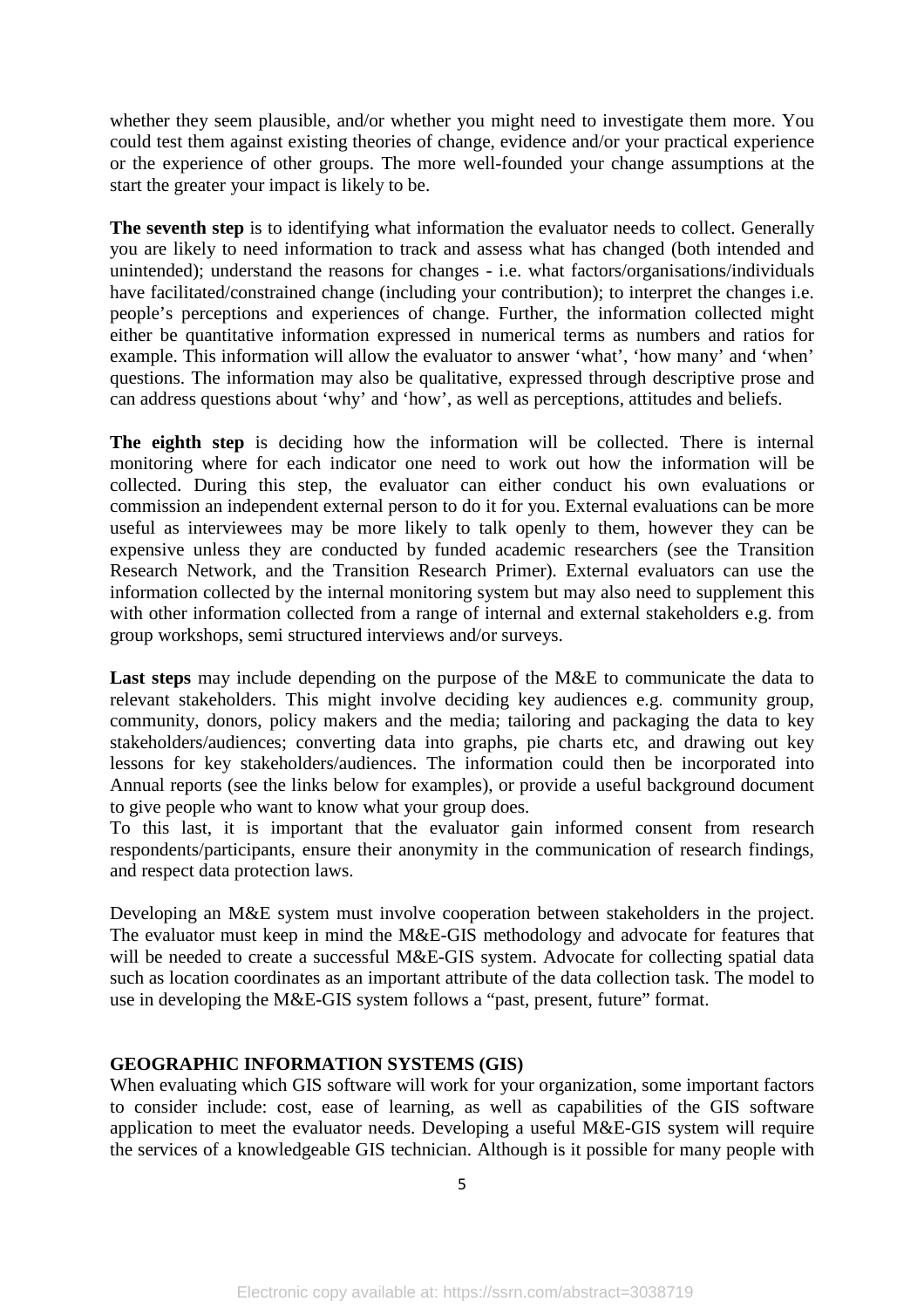whether they seem plausible, and/or whether you might need to investigate them more. You could test them against existing theories of change, evidence and/or your practical experience or the experience of other groups. The more well-founded your change assumptions at the start the greater your impact is likely to be.

**The seventh step** is to identifying what information the evaluator needs to collect. Generally you are likely to need information to track and assess what has changed (both intended and unintended); understand the reasons for changes - i.e. what factors/organisations/individuals have facilitated/constrained change (including your contribution); to interpret the changes i.e. people's perceptions and experiences of change. Further, the information collected might either be quantitative information expressed in numerical terms as numbers and ratios for example. This information will allow the evaluator to answer 'what', 'how many' and 'when' questions. The information may also be qualitative, expressed through descriptive prose and can address questions about 'why' and 'how', as well as perceptions, attitudes and beliefs.

**The eighth step** is deciding how the information will be collected. There is internal monitoring where for each indicator one need to work out how the information will be collected. During this step, the evaluator can either conduct his own evaluations or commission an independent external person to do it for you. External evaluations can be more useful as interviewees may be more likely to talk openly to them, however they can be expensive unless they are conducted by funded academic researchers (see the Transition Research Network, and the Transition Research Primer). External evaluators can use the information collected by the internal monitoring system but may also need to supplement this with other information collected from a range of internal and external stakeholders e.g. from group workshops, semi structured interviews and/or surveys.

**Last steps** may include depending on the purpose of the M&E to communicate the data to relevant stakeholders. This might involve deciding key audiences e.g. community group, community, donors, policy makers and the media; tailoring and packaging the data to key stakeholders/audiences; converting data into graphs, pie charts etc, and drawing out key lessons for key stakeholders/audiences. The information could then be incorporated into Annual reports (see the links below for examples), or provide a useful background document to give people who want to know what your group does.
To this last, it is important that the evaluator gain informed consent from research respondents/participants, ensure their anonymity in the communication of research findings, and respect data protection laws.

Developing an M&E system must involve cooperation between stakeholders in the project. The evaluator must keep in mind the M&E-GIS methodology and advocate for features that will be needed to create a successful M&E-GIS system. Advocate for collecting spatial data such as location coordinates as an important attribute of the data collection task. The model to use in developing the M&E-GIS system follows a "past, present, future" format.

## GEOGRAPHIC INFORMATION SYSTEMS (GIS)

When evaluating which GIS software will work for your organization, some important factors to consider include: cost, ease of learning, as well as capabilities of the GIS software application to meet the evaluator needs. Developing a useful M&E-GIS system will require the services of a knowledgeable GIS technician. Although is it possible for many people with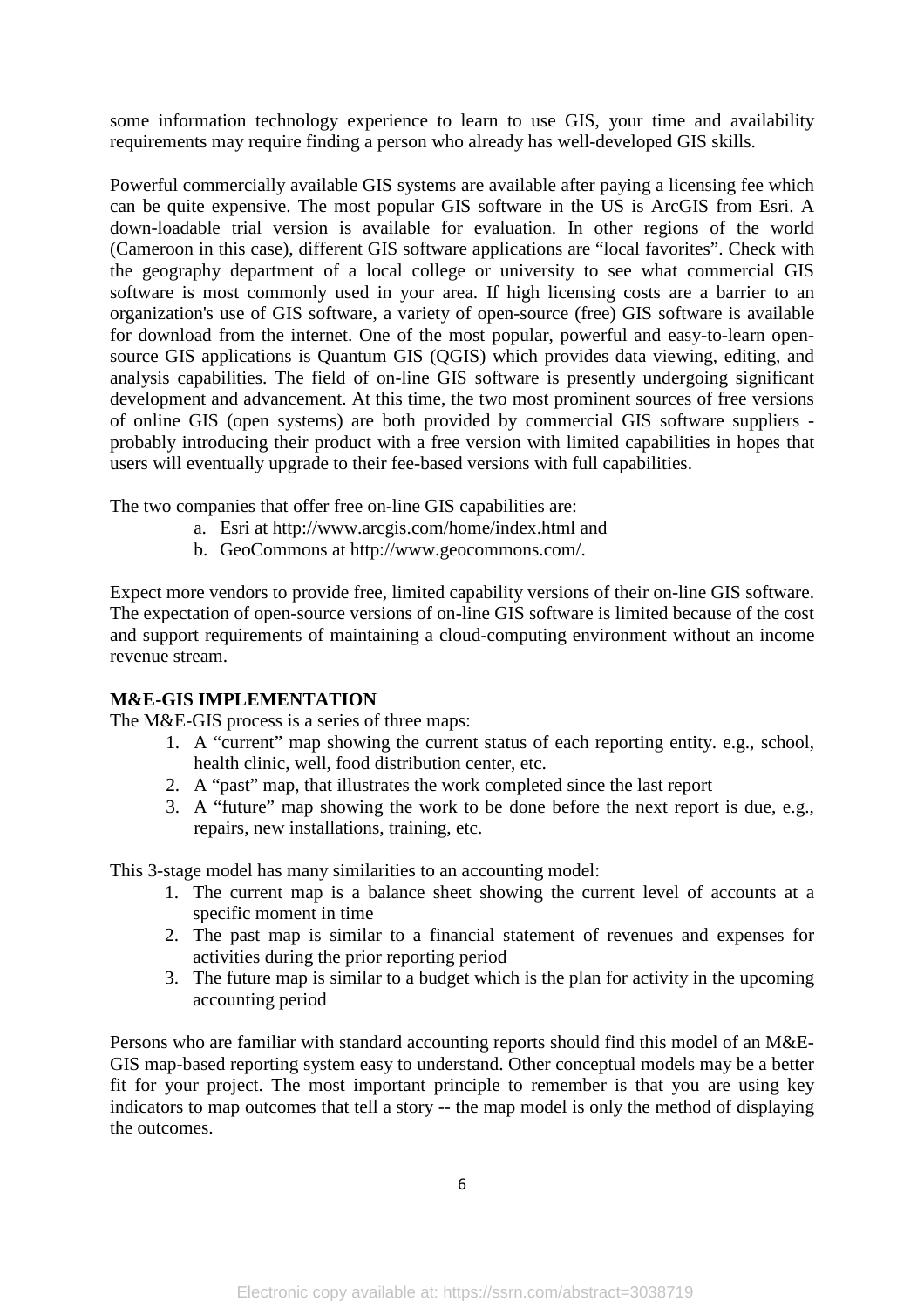some information technology experience to learn to use GIS, your time and availability requirements may require finding a person who already has well-developed GIS skills.

Powerful commercially available GIS systems are available after paying a licensing fee which can be quite expensive. The most popular GIS software in the US is ArcGIS from Esri. A down-loadable trial version is available for evaluation. In other regions of the world (Cameroon in this case), different GIS software applications are "local favorites". Check with the geography department of a local college or university to see what commercial GIS software is most commonly used in your area. If high licensing costs are a barrier to an organization's use of GIS software, a variety of open-source (free) GIS software is available for download from the internet. One of the most popular, powerful and easy-to-learn open-source GIS applications is Quantum GIS (QGIS) which provides data viewing, editing, and analysis capabilities. The field of on-line GIS software is presently undergoing significant development and advancement. At this time, the two most prominent sources of free versions of online GIS (open systems) are both provided by commercial GIS software suppliers - probably introducing their product with a free version with limited capabilities in hopes that users will eventually upgrade to their fee-based versions with full capabilities.

The two companies that offer free on-line GIS capabilities are:

a. Esri at http://www.arcgis.com/home/index.html and
b. GeoCommons at http://www.geocommons.com/.

Expect more vendors to provide free, limited capability versions of their on-line GIS software. The expectation of open-source versions of on-line GIS software is limited because of the cost and support requirements of maintaining a cloud-computing environment without an income revenue stream.

**M&E-GIS IMPLEMENTATION**

The M&E-GIS process is a series of three maps:

1. A "current" map showing the current status of each reporting entity. e.g., school, health clinic, well, food distribution center, etc.
2. A "past" map, that illustrates the work completed since the last report
3. A "future" map showing the work to be done before the next report is due, e.g., repairs, new installations, training, etc.

This 3-stage model has many similarities to an accounting model:

1. The current map is a balance sheet showing the current level of accounts at a specific moment in time
2. The past map is similar to a financial statement of revenues and expenses for activities during the prior reporting period
3. The future map is similar to a budget which is the plan for activity in the upcoming accounting period

Persons who are familiar with standard accounting reports should find this model of an M&E-GIS map-based reporting system easy to understand. Other conceptual models may be a better fit for your project. The most important principle to remember is that you are using key indicators to map outcomes that tell a story -- the map model is only the method of displaying the outcomes.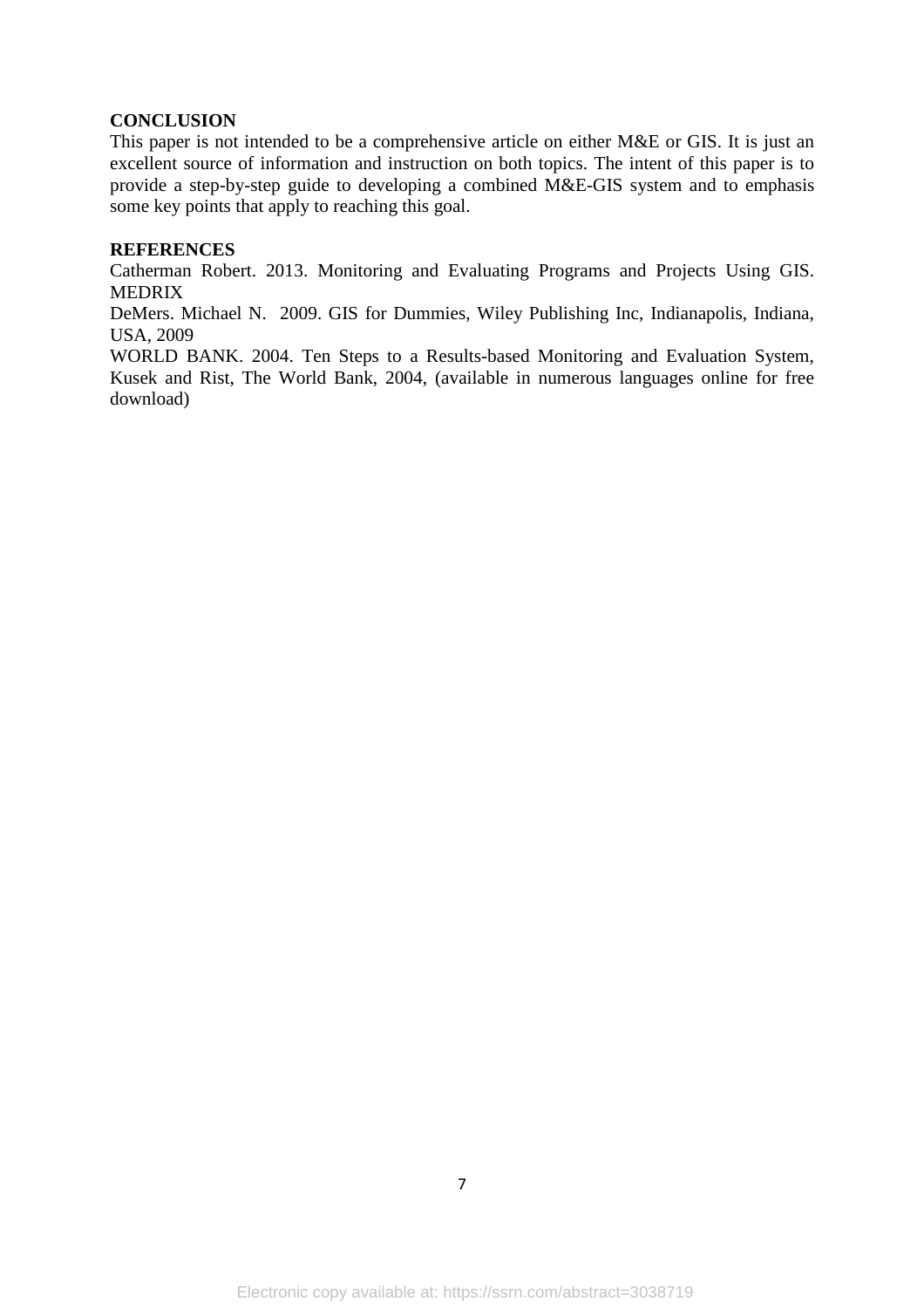## CONCLUSION

This paper is not intended to be a comprehensive article on either M&E or GIS. It is just an excellent source of information and instruction on both topics. The intent of this paper is to provide a step-by-step guide to developing a combined M&E-GIS system and to emphasis some key points that apply to reaching this goal.

## REFERENCES

Catherman Robert. 2013. Monitoring and Evaluating Programs and Projects Using GIS. MEDRIX

DeMers. Michael N. 2009. GIS for Dummies, Wiley Publishing Inc, Indianapolis, Indiana, USA, 2009

WORLD BANK. 2004. Ten Steps to a Results-based Monitoring and Evaluation System, Kusek and Rist, The World Bank, 2004, (available in numerous languages online for free download)